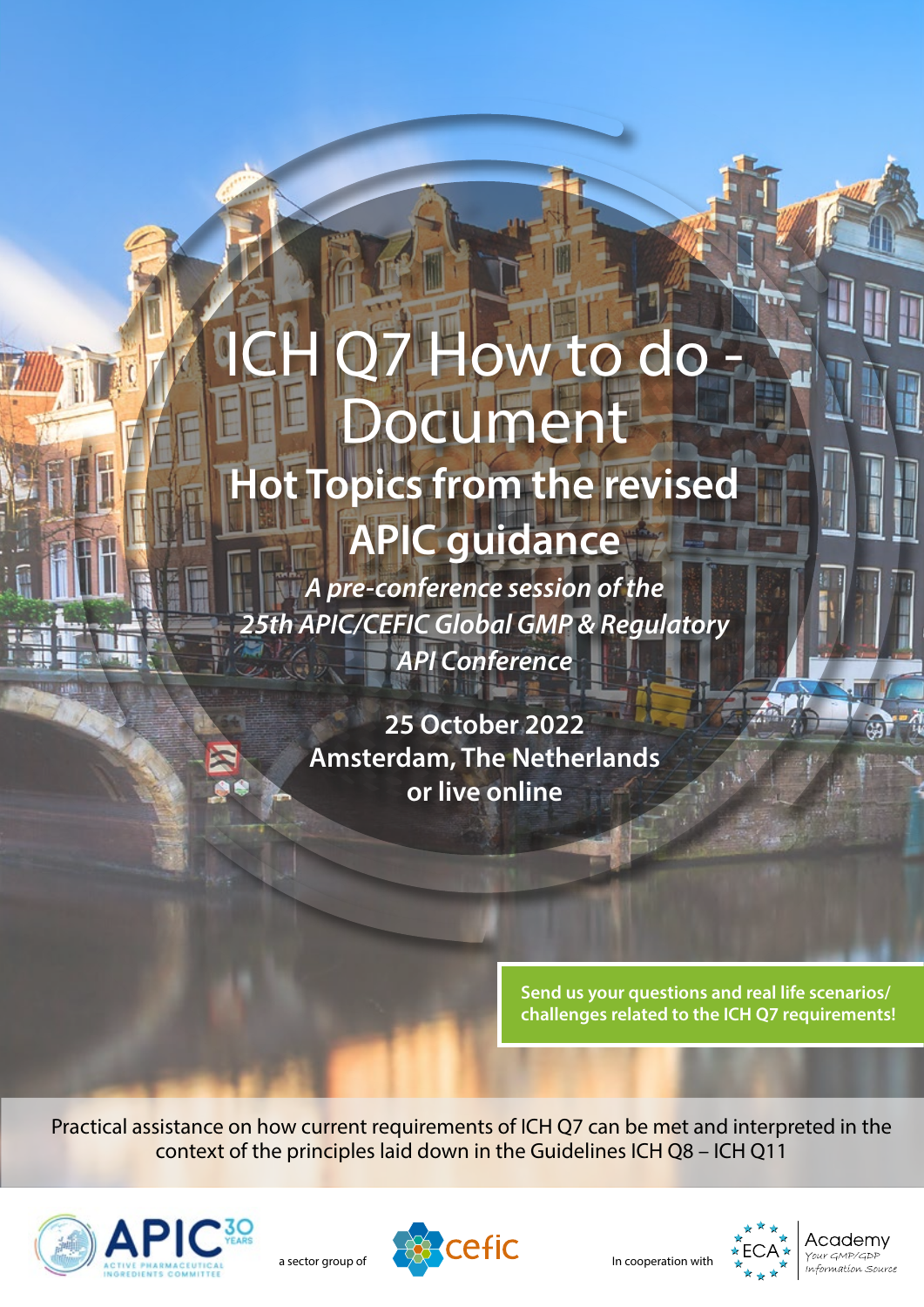# ICH Q7 How to do - Document

## Hot Topics from the revised APIC guidance

*A pre-conference session of the 25th APIC/CEFIC Global GMP & Regulatory API Conference*

**25 October 2022**
**Amsterdam, The Netherlands**
**or live online**

**Send us your questions and real life scenarios/ challenges related to the ICH Q7 requirements!**

Practical assistance on how current requirements of ICH Q7 can be met and interpreted in the context of the principles laid down in the Guidelines ICH Q8 – ICH Q11

APIC 30 YEARS – ACTIVE PHARMACEUTICAL INGREDIENTS COMMITTEE

a sector group of cefic

In cooperation with ECA Academy – Your GMP/GDP Information Source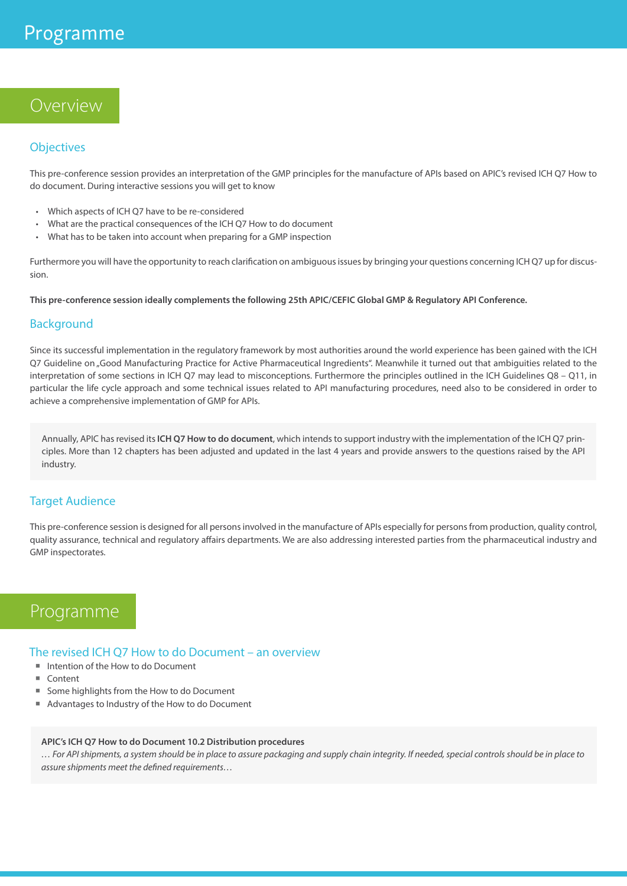# Programme

## Overview

### Objectives

This pre-conference session provides an interpretation of the GMP principles for the manufacture of APIs based on APIC's revised ICH Q7 How to do document. During interactive sessions you will get to know

- Which aspects of ICH Q7 have to be re-considered
- What are the practical consequences of the ICH Q7 How to do document
- What has to be taken into account when preparing for a GMP inspection

Furthermore you will have the opportunity to reach clarification on ambiguous issues by bringing your questions concerning ICH Q7 up for discussion.

**This pre-conference session ideally complements the following 25th APIC/CEFIC Global GMP & Regulatory API Conference.**

### Background

Since its successful implementation in the regulatory framework by most authorities around the world experience has been gained with the ICH Q7 Guideline on „Good Manufacturing Practice for Active Pharmaceutical Ingredients". Meanwhile it turned out that ambiguities related to the interpretation of some sections in ICH Q7 may lead to misconceptions. Furthermore the principles outlined in the ICH Guidelines Q8 – Q11, in particular the life cycle approach and some technical issues related to API manufacturing procedures, need also to be considered in order to achieve a comprehensive implementation of GMP for APIs.

Annually, APIC has revised its **ICH Q7 How to do document**, which intends to support industry with the implementation of the ICH Q7 principles. More than 12 chapters has been adjusted and updated in the last 4 years and provide answers to the questions raised by the API industry.

### Target Audience

This pre-conference session is designed for all persons involved in the manufacture of APIs especially for persons from production, quality control, quality assurance, technical and regulatory affairs departments. We are also addressing interested parties from the pharmaceutical industry and GMP inspectorates.

## Programme

### The revised ICH Q7 How to do Document – an overview

- Intention of the How to do Document
- Content
- Some highlights from the How to do Document
- Advantages to Industry of the How to do Document

**APIC's ICH Q7 How to do Document 10.2 Distribution procedures**
*… For API shipments, a system should be in place to assure packaging and supply chain integrity. If needed, special controls should be in place to assure shipments meet the defined requirements…*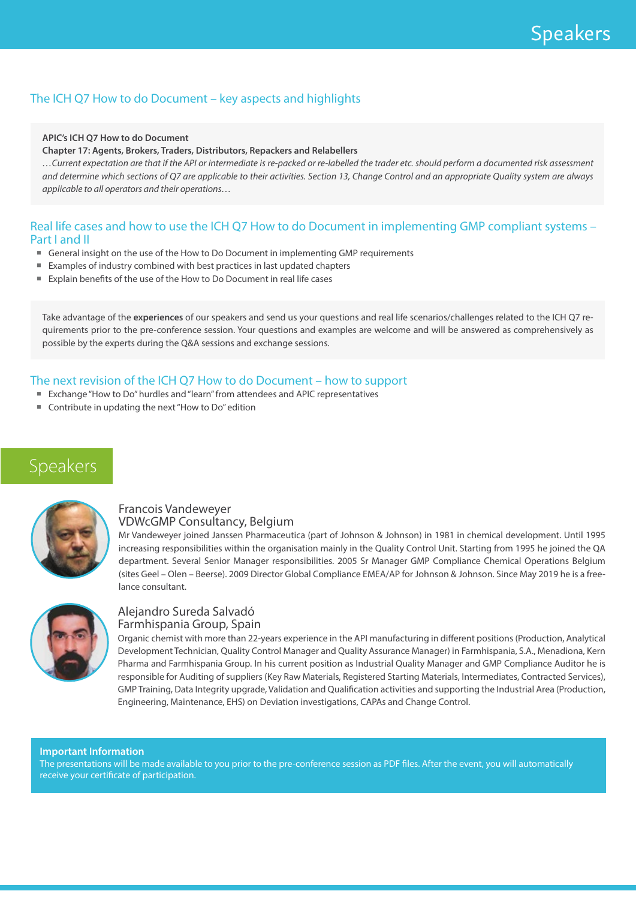# Speakers

## The ICH Q7 How to do Document – key aspects and highlights

**APIC's ICH Q7 How to do Document**
**Chapter 17: Agents, Brokers, Traders, Distributors, Repackers and Relabellers**
*…Current expectation are that if the API or intermediate is re-packed or re-labelled the trader etc. should perform a documented risk assessment and determine which sections of Q7 are applicable to their activities. Section 13, Change Control and an appropriate Quality system are always applicable to all operators and their operations…*

## Real life cases and how to use the ICH Q7 How to do Document in implementing GMP compliant systems – Part I and II

- General insight on the use of the How to Do Document in implementing GMP requirements
- Examples of industry combined with best practices in last updated chapters
- Explain benefits of the use of the How to Do Document in real life cases

Take advantage of the **experiences** of our speakers and send us your questions and real life scenarios/challenges related to the ICH Q7 requirements prior to the pre-conference session. Your questions and examples are welcome and will be answered as comprehensively as possible by the experts during the Q&A sessions and exchange sessions.

## The next revision of the ICH Q7 How to do Document – how to support

- Exchange "How to Do" hurdles and "learn" from attendees and APIC representatives
- Contribute in updating the next "How to Do" edition

# Speakers

### Francois Vandeweyer
### VDWcGMP Consultancy, Belgium

Mr Vandeweyer joined Janssen Pharmaceutica (part of Johnson & Johnson) in 1981 in chemical development. Until 1995 increasing responsibilities within the organisation mainly in the Quality Control Unit. Starting from 1995 he joined the QA department. Several Senior Manager responsibilities. 2005 Sr Manager GMP Compliance Chemical Operations Belgium (sites Geel – Olen – Beerse). 2009 Director Global Compliance EMEA/AP for Johnson & Johnson. Since May 2019 he is a freelance consultant.

### Alejandro Sureda Salvadó
### Farmhispania Group, Spain

Organic chemist with more than 22-years experience in the API manufacturing in different positions (Production, Analytical Development Technician, Quality Control Manager and Quality Assurance Manager) in Farmhispania, S.A., Menadiona, Kern Pharma and Farmhispania Group. In his current position as Industrial Quality Manager and GMP Compliance Auditor he is responsible for Auditing of suppliers (Key Raw Materials, Registered Starting Materials, Intermediates, Contracted Services), GMP Training, Data Integrity upgrade, Validation and Qualification activities and supporting the Industrial Area (Production, Engineering, Maintenance, EHS) on Deviation investigations, CAPAs and Change Control.

**Important Information**
The presentations will be made available to you prior to the pre-conference session as PDF files. After the event, you will automatically receive your certificate of participation.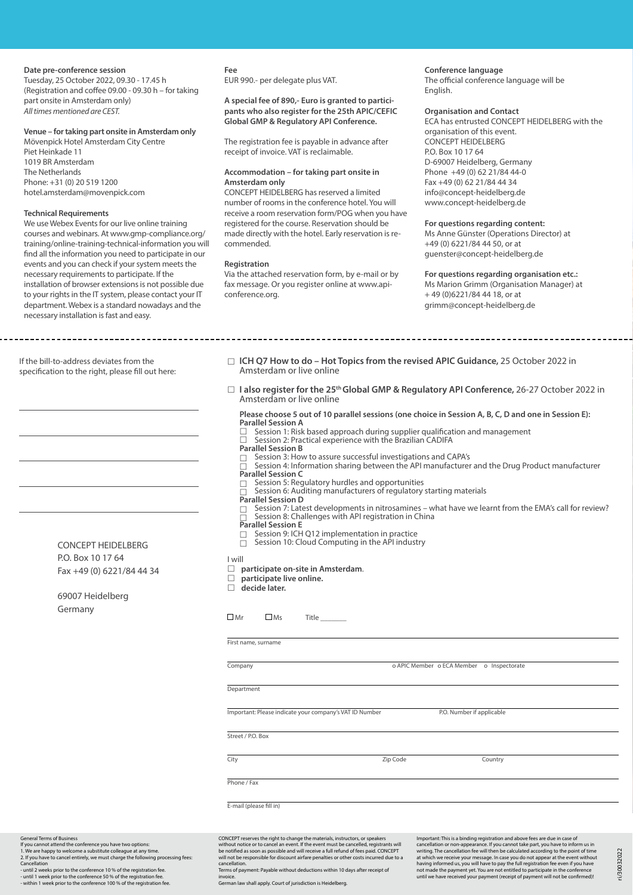**Date pre-conference session**
Tuesday, 25 October 2022, 09.30 - 17.45 h
(Registration and coffee 09.00 - 09.30 h – for taking part onsite in Amsterdam only)
*All times mentioned are CEST.*

**Venue – for taking part onsite in Amsterdam only**
Mövenpick Hotel Amsterdam City Centre
Piet Heinkade 11
1019 BR Amsterdam
The Netherlands
Phone: +31 (0) 20 519 1200
hotel.amsterdam@movenpick.com

**Technical Requirements**
We use Webex Events for our live online training courses and webinars. At www.gmp-compliance.org/training/online-training-technical-information you will find all the information you need to participate in our events and you can check if your system meets the necessary requirements to participate. If the installation of browser extensions is not possible due to your rights in the IT system, please contact your IT department. Webex is a standard nowadays and the necessary installation is fast and easy.

**Fee**
EUR 990.- per delegate plus VAT.

**A special fee of 890,- Euro is granted to participants who also register for the 25th APIC/CEFIC Global GMP & Regulatory API Conference.**

The registration fee is payable in advance after receipt of invoice. VAT is reclaimable.

**Accommodation – for taking part onsite in Amsterdam only**
CONCEPT HEIDELBERG has reserved a limited number of rooms in the conference hotel. You will receive a room reservation form/POG when you have registered for the course. Reservation should be made directly with the hotel. Early reservation is recommended.

**Registration**
Via the attached reservation form, by e-mail or by fax message. Or you register online at www.api-conference.org.

**Conference language**
The official conference language will be English.

**Organisation and Contact**
ECA has entrusted CONCEPT HEIDELBERG with the organisation of this event.
CONCEPT HEIDELBERG
P.O. Box 10 17 64
D-69007 Heidelberg, Germany
Phone +49 (0) 62 21/84 44-0
Fax +49 (0) 62 21/84 44 34
info@concept-heidelberg.de
www.concept-heidelberg.de

**For questions regarding content:**
Ms Anne Günster (Operations Director) at
+49 (0) 6221/84 44 50, or at
guenster@concept-heidelberg.de

**For questions regarding organisation etc.:**
Ms Marion Grimm (Organisation Manager) at
+ 49 (0)6221/84 44 18, or at
grimm@concept-heidelberg.de

---

If the bill-to-address deviates from the specification to the right, please fill out here:

\_\_\_\_\_\_\_\_\_\_\_\_\_\_\_\_\_\_\_\_

\_\_\_\_\_\_\_\_\_\_\_\_\_\_\_\_\_\_\_\_

\_\_\_\_\_\_\_\_\_\_\_\_\_\_\_\_\_\_\_\_

\_\_\_\_\_\_\_\_\_\_\_\_\_\_\_\_\_\_\_\_

\_\_\_\_\_\_\_\_\_\_\_\_\_\_\_\_\_\_\_\_

CONCEPT HEIDELBERG
P.O. Box 10 17 64
Fax +49 (0) 6221/84 44 34

69007 Heidelberg
Germany

☐ **ICH Q7 How to do – Hot Topics from the revised APIC Guidance,** 25 October 2022 in Amsterdam or live online

☐ **I also register for the 25th Global GMP & Regulatory API Conference,** 26-27 October 2022 in Amsterdam or live online

**Please choose 5 out of 10 parallel sessions (one choice in Session A, B, C, D and one in Session E):**

**Parallel Session A**
☐ Session 1: Risk based approach during supplier qualification and management
☐ Session 2: Practical experience with the Brazilian CADIFA

**Parallel Session B**
☐ Session 3: How to assure successful investigations and CAPA's
☐ Session 4: Information sharing between the API manufacturer and the Drug Product manufacturer

**Parallel Session C**
☐ Session 5: Regulatory hurdles and opportunities
☐ Session 6: Auditing manufacturers of regulatory starting materials

**Parallel Session D**
☐ Session 7: Latest developments in nitrosamines – what have we learnt from the EMA's call for review?
☐ Session 8: Challenges with API registration in China

**Parallel Session E**
☐ Session 9: ICH Q12 implementation in practice
☐ Session 10: Cloud Computing in the API industry

I will
☐ **participate on-site in Amsterdam**.
☐ **participate live online.**
☐ **decide later.**

☐ Mr ☐ Ms Title \_\_\_\_\_\_\_

First name, surname

Company o APIC Member o ECA Member o Inspectorate

Department

Important: Please indicate your company's VAT ID Number P.O. Number if applicable

Street / P.O. Box

City Zip Code Country

Phone / Fax

E-mail (please fill in)

---

General Terms of Business
If you cannot attend the conference you have two options:
1. We are happy to welcome a substitute colleague at any time.
2. If you have to cancel entirely, we must charge the following processing fees:
Cancellation
- until 2 weeks prior to the conference 10 % of the registration fee.
- until 1 week prior to the conference 50 % of the registration fee.
- within 1 week prior to the conference 100 % of the registration fee.

CONCEPT reserves the right to change the materials, instructors, or speakers without notice or to cancel an event. If the event must be cancelled, registrants will be notified as soon as possible and will receive a full refund of fees paid. CONCEPT will not be responsible for discount airfare penalties or other costs incurred due to a cancellation.
Terms of payment: Payable without deductions within 10 days after receipt of invoice.
German law shall apply. Court of jurisdiction is Heidelberg.

Important: This is a binding registration and above fees are due in case of cancellation or non-appearance. If you cannot take part, you have to inform us in writing. The cancellation fee will then be calculated according to the point of time at which we receive your message. In case you do not appear at the event without having informed us, you will have to pay the full registration fee even if you have not made the payment yet. You are not entitled to participate in the conference until we have received your payment (receipt of payment will not be confirmed)!

ri/30032022